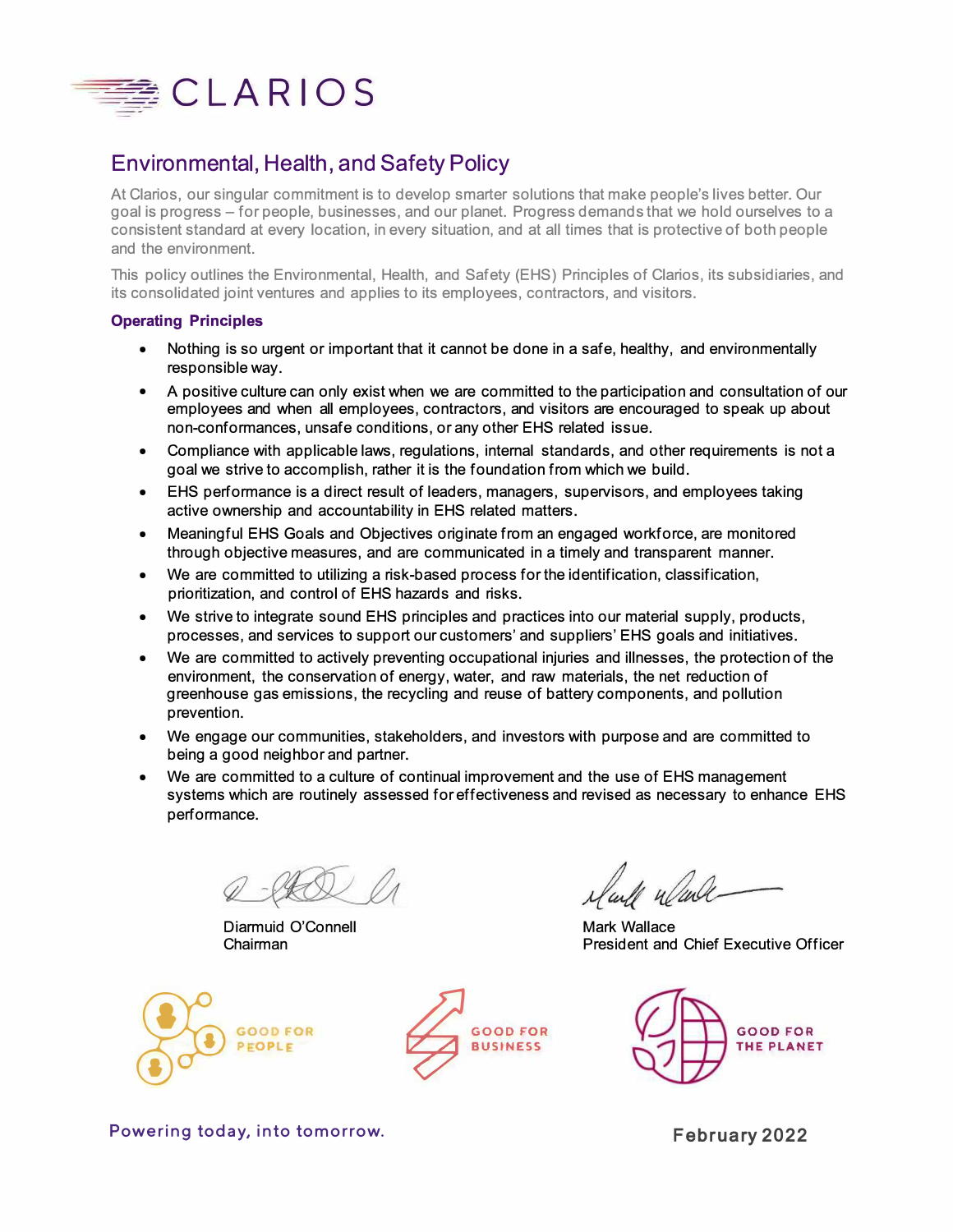# CLARIOS

## Environmental, Health, and Safety Policy

At Clarios, our singular commitment is to develop smarter solutions that make people's lives better. Our goal is progress – for people, businesses, and our planet. Progress demands that we hold ourselves to a consistent standard at every location, in every situation, and at all times that is protective of both people and the environment.

This policy outlines the Environmental, Health, and Safety (EHS) Principles of Clarios, its subsidiaries, and its consolidated joint ventures and applies to its employees, contractors, and visitors.

### Operating Principles

- Nothing is so urgent or important that it cannot be done in a safe, healthy, and environmentally responsible way.
- A positive culture can only exist when we are committed to the participation and consultation of our employees and when all employees, contractors, and visitors are encouraged to speak up about non-conformances, unsafe conditions, or any other EHS related issue.
- Compliance with applicable laws, regulations, internal standards, and other requirements is not a goal we strive to accomplish, rather it is the foundation from which we build.
- EHS performance is a direct result of leaders, managers, supervisors, and employees taking active ownership and accountability in EHS related matters.
- Meaningful EHS Goals and Objectives originate from an engaged workforce, are monitored through objective measures, and are communicated in a timely and transparent manner.
- We are committed to utilizing a risk-based process for the identification, classification, prioritization, and control of EHS hazards and risks.
- We strive to integrate sound EHS principles and practices into our material supply, products, processes, and services to support our customers' and suppliers' EHS goals and initiatives.
- We are committed to actively preventing occupational injuries and illnesses, the protection of the environment, the conservation of energy, water, and raw materials, the net reduction of greenhouse gas emissions, the recycling and reuse of battery components, and pollution prevention.
- We engage our communities, stakeholders, and investors with purpose and are committed to being a good neighbor and partner.
- We are committed to a culture of continual improvement and the use of EHS management systems which are routinely assessed for effectiveness and revised as necessary to enhance EHS performance.

Diarmuid O'Connell
Chairman

Mark Wallace
President and Chief Executive Officer

GOOD FOR PEOPLE

GOOD FOR BUSINESS

GOOD FOR THE PLANET

Powering today, into tomorrow.

February 2022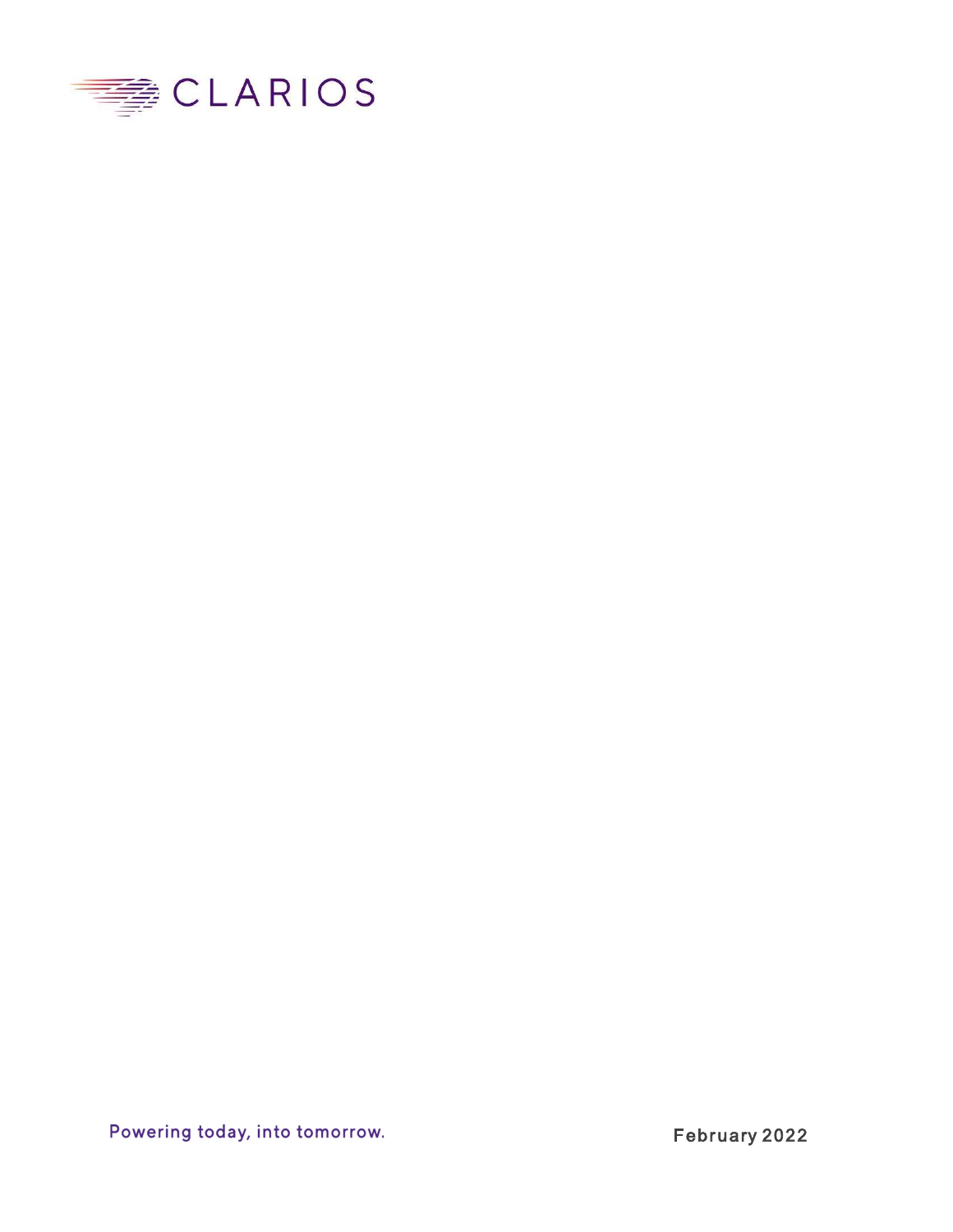CLARIOS

Powering today, into tomorrow.

February 2022